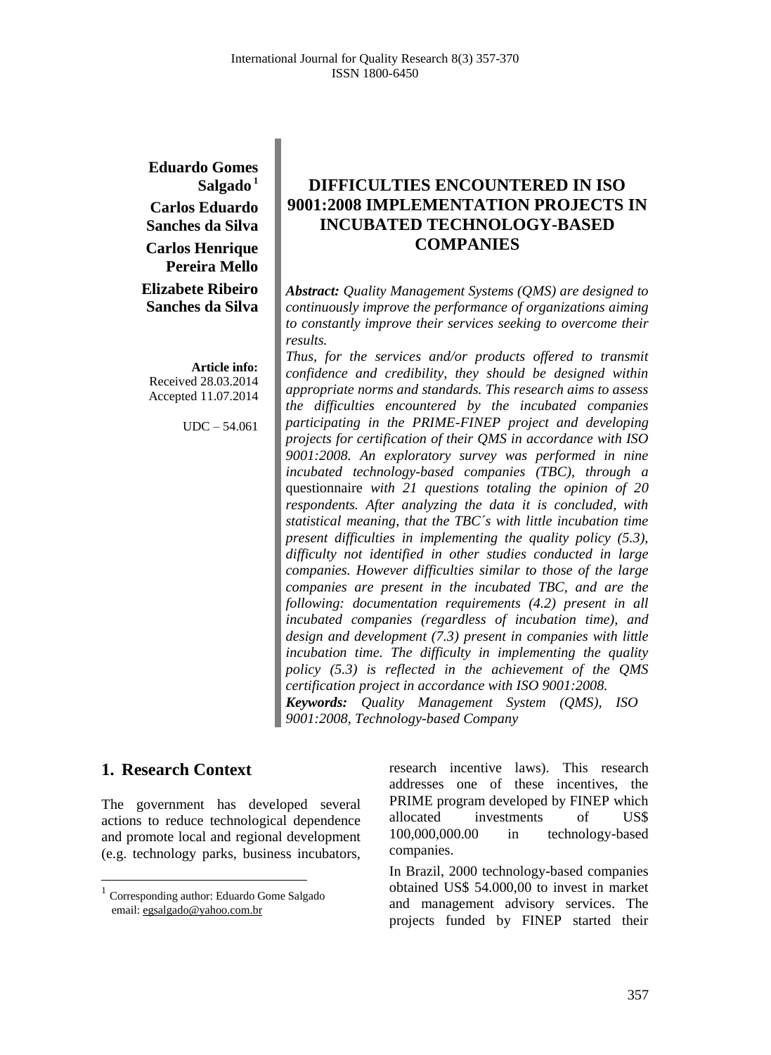**Eduardo Gomes Salgado**[1]
**Carlos Eduardo Sanches da Silva**
**Carlos Henrique Pereira Mello**
**Elizabete Ribeiro Sanches da Silva**

**Article info:**
Received 28.03.2014
Accepted 11.07.2014

UDC – 54.061

# DIFFICULTIES ENCOUNTERED IN ISO 9001:2008 IMPLEMENTATION PROJECTS IN INCUBATED TECHNOLOGY-BASED COMPANIES

***Abstract:*** *Quality Management Systems (QMS) are designed to continuously improve the performance of organizations aiming to constantly improve their services seeking to overcome their results.*

*Thus, for the services and/or products offered to transmit confidence and credibility, they should be designed within appropriate norms and standards. This research aims to assess the difficulties encountered by the incubated companies participating in the PRIME-FINEP project and developing projects for certification of their QMS in accordance with ISO 9001:2008. An exploratory survey was performed in nine incubated technology-based companies (TBC), through a* questionnaire *with 21 questions totaling the opinion of 20 respondents. After analyzing the data it is concluded, with statistical meaning, that the TBC´s with little incubation time present difficulties in implementing the quality policy (5.3), difficulty not identified in other studies conducted in large companies. However difficulties similar to those of the large companies are present in the incubated TBC, and are the following: documentation requirements (4.2) present in all incubated companies (regardless of incubation time), and design and development (7.3) present in companies with little incubation time. The difficulty in implementing the quality policy (5.3) is reflected in the achievement of the QMS certification project in accordance with ISO 9001:2008.*

***Keywords:*** *Quality Management System (QMS), ISO 9001:2008, Technology-based Company*

## 1. Research Context

The government has developed several actions to reduce technological dependence and promote local and regional development (e.g. technology parks, business incubators, research incentive laws). This research addresses one of these incentives, the PRIME program developed by FINEP which allocated investments of US$ 100,000,000.00 in technology-based companies.

In Brazil, 2000 technology-based companies obtained US$ 54.000,00 to invest in market and management advisory services. The projects funded by FINEP started their

[1] Corresponding author: Eduardo Gome Salgado
email: egsalgado@yahoo.com.br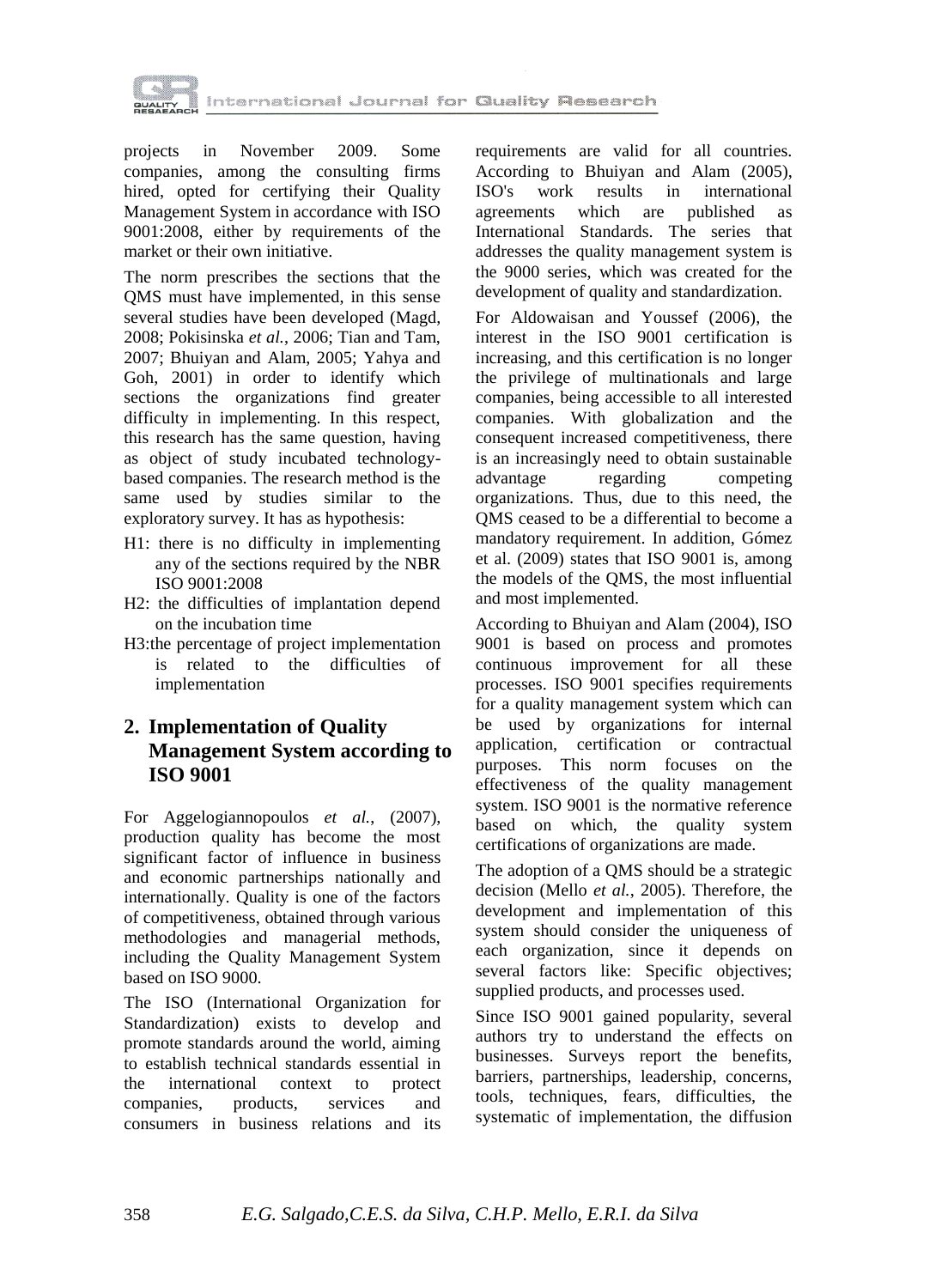projects in November 2009. Some companies, among the consulting firms hired, opted for certifying their Quality Management System in accordance with ISO 9001:2008, either by requirements of the market or their own initiative.

The norm prescribes the sections that the QMS must have implemented, in this sense several studies have been developed (Magd, 2008; Pokisinska *et al.*, 2006; Tian and Tam, 2007; Bhuiyan and Alam, 2005; Yahya and Goh, 2001) in order to identify which sections the organizations find greater difficulty in implementing. In this respect, this research has the same question, having as object of study incubated technology-based companies. The research method is the same used by studies similar to the exploratory survey. It has as hypothesis:

- H1: there is no difficulty in implementing any of the sections required by the NBR ISO 9001:2008
- H2: the difficulties of implantation depend on the incubation time
- H3: the percentage of project implementation is related to the difficulties of implementation

## 2. Implementation of Quality Management System according to ISO 9001

For Aggelogiannopoulos *et al.*, (2007), production quality has become the most significant factor of influence in business and economic partnerships nationally and internationally. Quality is one of the factors of competitiveness, obtained through various methodologies and managerial methods, including the Quality Management System based on ISO 9000.

The ISO (International Organization for Standardization) exists to develop and promote standards around the world, aiming to establish technical standards essential in the international context to protect companies, products, services and consumers in business relations and its requirements are valid for all countries. According to Bhuiyan and Alam (2005), ISO's work results in international agreements which are published as International Standards. The series that addresses the quality management system is the 9000 series, which was created for the development of quality and standardization.

For Aldowaisan and Youssef (2006), the interest in the ISO 9001 certification is increasing, and this certification is no longer the privilege of multinationals and large companies, being accessible to all interested companies. With globalization and the consequent increased competitiveness, there is an increasingly need to obtain sustainable advantage regarding competing organizations. Thus, due to this need, the QMS ceased to be a differential to become a mandatory requirement. In addition, Gómez et al. (2009) states that ISO 9001 is, among the models of the QMS, the most influential and most implemented.

According to Bhuiyan and Alam (2004), ISO 9001 is based on process and promotes continuous improvement for all these processes. ISO 9001 specifies requirements for a quality management system which can be used by organizations for internal application, certification or contractual purposes. This norm focuses on the effectiveness of the quality management system. ISO 9001 is the normative reference based on which, the quality system certifications of organizations are made.

The adoption of a QMS should be a strategic decision (Mello *et al.*, 2005). Therefore, the development and implementation of this system should consider the uniqueness of each organization, since it depends on several factors like: Specific objectives; supplied products, and processes used.

Since ISO 9001 gained popularity, several authors try to understand the effects on businesses. Surveys report the benefits, barriers, partnerships, leadership, concerns, tools, techniques, fears, difficulties, the systematic of implementation, the diffusion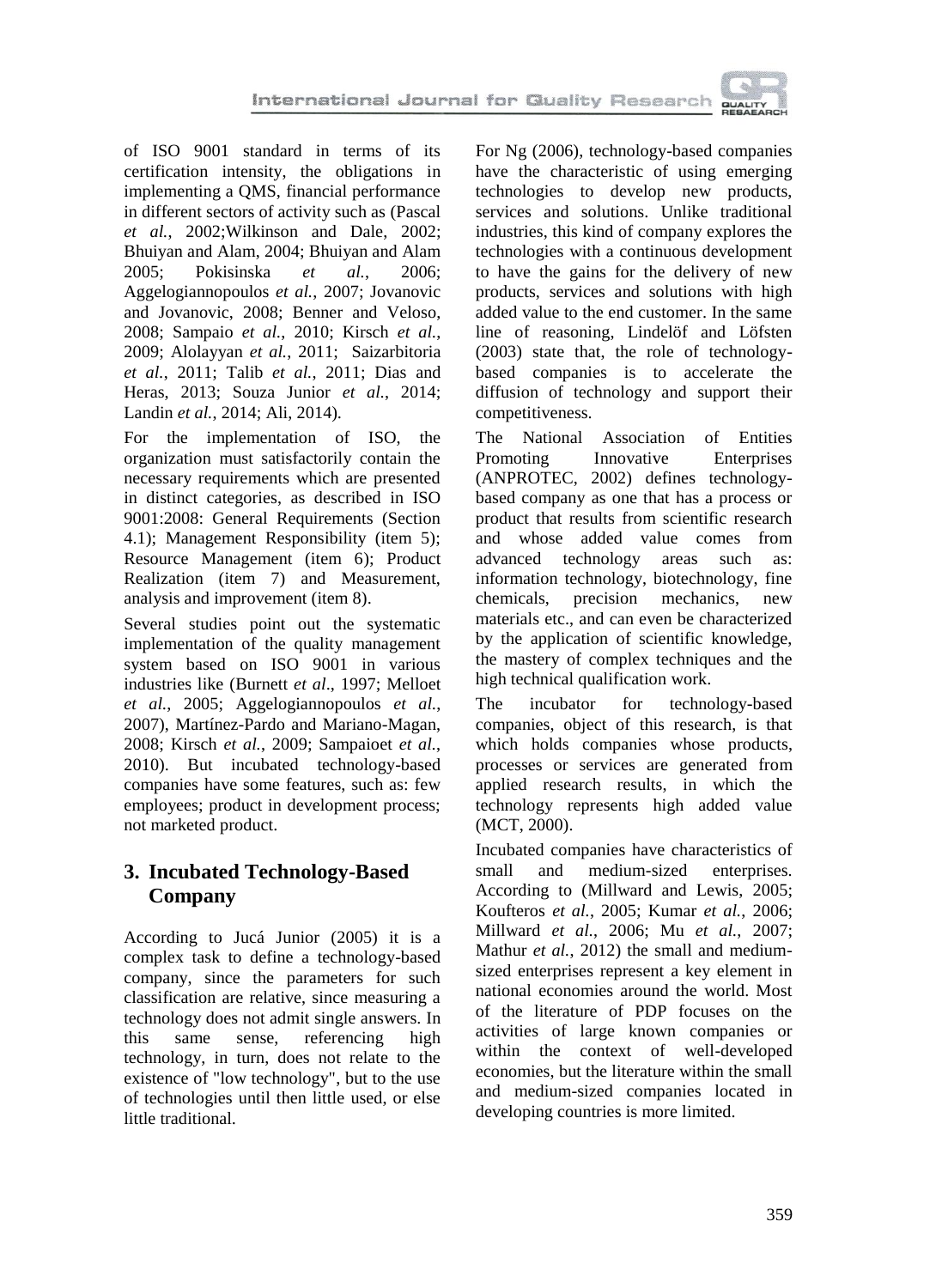of ISO 9001 standard in terms of its certification intensity, the obligations in implementing a QMS, financial performance in different sectors of activity such as (Pascal *et al.*, 2002;Wilkinson and Dale, 2002; Bhuiyan and Alam, 2004; Bhuiyan and Alam 2005; Pokisinska *et al.*, 2006; Aggelogiannopoulos *et al.*, 2007; Jovanovic and Jovanovic, 2008; Benner and Veloso, 2008; Sampaio *et al.*, 2010; Kirsch *et al.*, 2009; Alolayyan *et al.*, 2011; Saizarbitoria *et al.*, 2011; Talib *et al.*, 2011; Dias and Heras, 2013; Souza Junior *et al.*, 2014; Landin *et al.*, 2014; Ali, 2014).

For the implementation of ISO, the organization must satisfactorily contain the necessary requirements which are presented in distinct categories, as described in ISO 9001:2008: General Requirements (Section 4.1); Management Responsibility (item 5); Resource Management (item 6); Product Realization (item 7) and Measurement, analysis and improvement (item 8).

Several studies point out the systematic implementation of the quality management system based on ISO 9001 in various industries like (Burnett *et al*., 1997; Melloet *et al.*, 2005; Aggelogiannopoulos *et al.*, 2007), Martínez-Pardo and Mariano-Magan, 2008; Kirsch *et al.*, 2009; Sampaioet *et al.*, 2010). But incubated technology-based companies have some features, such as: few employees; product in development process; not marketed product.

## 3. Incubated Technology-Based Company

According to Jucá Junior (2005) it is a complex task to define a technology-based company, since the parameters for such classification are relative, since measuring a technology does not admit single answers. In this same sense, referencing high technology, in turn, does not relate to the existence of "low technology", but to the use of technologies until then little used, or else little traditional.

For Ng (2006), technology-based companies have the characteristic of using emerging technologies to develop new products, services and solutions. Unlike traditional industries, this kind of company explores the technologies with a continuous development to have the gains for the delivery of new products, services and solutions with high added value to the end customer. In the same line of reasoning, Lindelöf and Löfsten (2003) state that, the role of technology-based companies is to accelerate the diffusion of technology and support their competitiveness.

The National Association of Entities Promoting Innovative Enterprises (ANPROTEC, 2002) defines technology-based company as one that has a process or product that results from scientific research and whose added value comes from advanced technology areas such as: information technology, biotechnology, fine chemicals, precision mechanics, new materials etc., and can even be characterized by the application of scientific knowledge, the mastery of complex techniques and the high technical qualification work.

The incubator for technology-based companies, object of this research, is that which holds companies whose products, processes or services are generated from applied research results, in which the technology represents high added value (MCT, 2000).

Incubated companies have characteristics of small and medium-sized enterprises. According to (Millward and Lewis, 2005; Koufteros *et al.*, 2005; Kumar *et al.*, 2006; Millward *et al.*, 2006; Mu *et al.*, 2007; Mathur *et al.*, 2012) the small and medium-sized enterprises represent a key element in national economies around the world. Most of the literature of PDP focuses on the activities of large known companies or within the context of well-developed economies, but the literature within the small and medium-sized companies located in developing countries is more limited.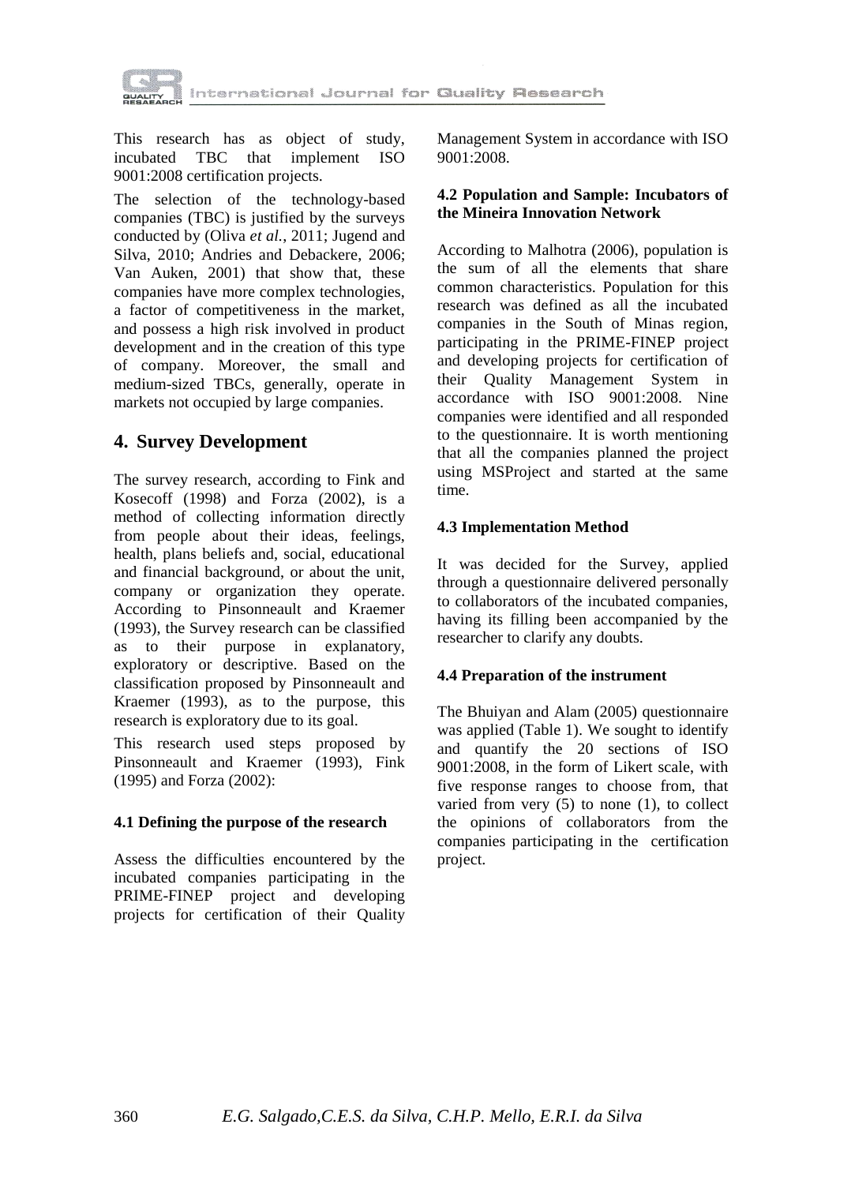This research has as object of study, incubated TBC that implement ISO 9001:2008 certification projects.

The selection of the technology-based companies (TBC) is justified by the surveys conducted by (Oliva *et al.*, 2011; Jugend and Silva, 2010; Andries and Debackere, 2006; Van Auken, 2001) that show that, these companies have more complex technologies, a factor of competitiveness in the market, and possess a high risk involved in product development and in the creation of this type of company. Moreover, the small and medium-sized TBCs, generally, operate in markets not occupied by large companies.

## 4. Survey Development

The survey research, according to Fink and Kosecoff (1998) and Forza (2002), is a method of collecting information directly from people about their ideas, feelings, health, plans beliefs and, social, educational and financial background, or about the unit, company or organization they operate. According to Pinsonneault and Kraemer (1993), the Survey research can be classified as to their purpose in explanatory, exploratory or descriptive. Based on the classification proposed by Pinsonneault and Kraemer (1993), as to the purpose, this research is exploratory due to its goal.

This research used steps proposed by Pinsonneault and Kraemer (1993), Fink (1995) and Forza (2002):

### 4.1 Defining the purpose of the research

Assess the difficulties encountered by the incubated companies participating in the PRIME-FINEP project and developing projects for certification of their Quality Management System in accordance with ISO 9001:2008.

### 4.2 Population and Sample: Incubators of the Mineira Innovation Network

According to Malhotra (2006), population is the sum of all the elements that share common characteristics. Population for this research was defined as all the incubated companies in the South of Minas region, participating in the PRIME-FINEP project and developing projects for certification of their Quality Management System in accordance with ISO 9001:2008. Nine companies were identified and all responded to the questionnaire. It is worth mentioning that all the companies planned the project using MSProject and started at the same time.

### 4.3 Implementation Method

It was decided for the Survey, applied through a questionnaire delivered personally to collaborators of the incubated companies, having its filling been accompanied by the researcher to clarify any doubts.

### 4.4 Preparation of the instrument

The Bhuiyan and Alam (2005) questionnaire was applied (Table 1). We sought to identify and quantify the 20 sections of ISO 9001:2008, in the form of Likert scale, with five response ranges to choose from, that varied from very (5) to none (1), to collect the opinions of collaborators from the companies participating in the certification project.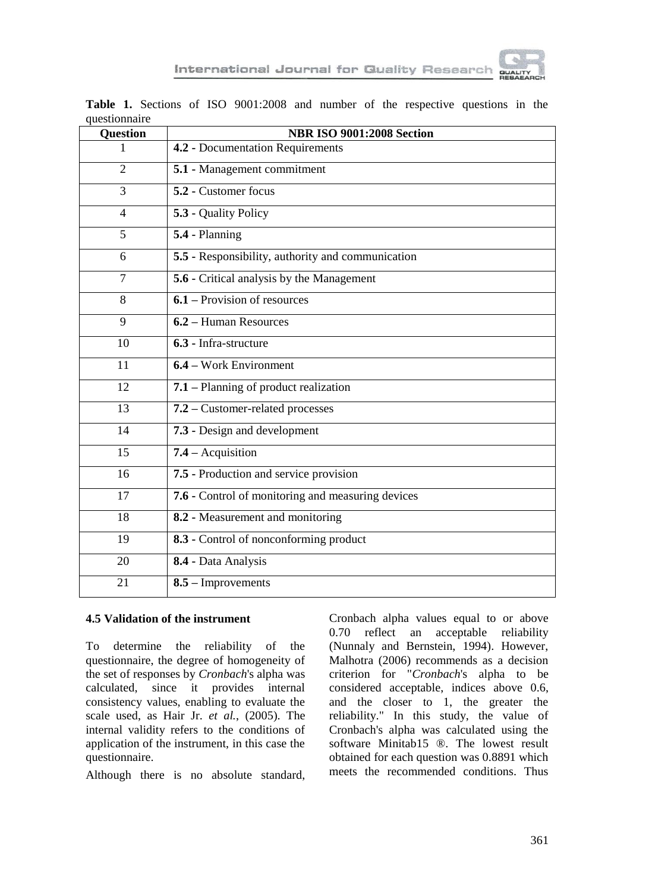**Table 1.** Sections of ISO 9001:2008 and number of the respective questions in the questionnaire

| Question | NBR ISO 9001:2008 Section |
|---|---|
| 1 | **4.2** - Documentation Requirements |
| 2 | **5.1** - Management commitment |
| 3 | **5.2** - Customer focus |
| 4 | **5.3** - Quality Policy |
| 5 | **5.4** - Planning |
| 6 | **5.5** - Responsibility, authority and communication |
| 7 | **5.6** - Critical analysis by the Management |
| 8 | **6.1** – Provision of resources |
| 9 | **6.2** – Human Resources |
| 10 | **6.3** - Infra-structure |
| 11 | **6.4** – Work Environment |
| 12 | **7.1** – Planning of product realization |
| 13 | **7.2** – Customer-related processes |
| 14 | **7.3** - Design and development |
| 15 | **7.4** – Acquisition |
| 16 | **7.5** - Production and service provision |
| 17 | **7.6** - Control of monitoring and measuring devices |
| 18 | **8.2** - Measurement and monitoring |
| 19 | **8.3** - Control of nonconforming product |
| 20 | **8.4** - Data Analysis |
| 21 | **8.5** – Improvements |

### 4.5 Validation of the instrument

To determine the reliability of the questionnaire, the degree of homogeneity of the set of responses by *Cronbach*'s alpha was calculated, since it provides internal consistency values, enabling to evaluate the scale used, as Hair Jr. *et al.*, (2005). The internal validity refers to the conditions of application of the instrument, in this case the questionnaire.

Although there is no absolute standard, Cronbach alpha values equal to or above 0.70 reflect an acceptable reliability (Nunnaly and Bernstein, 1994). However, Malhotra (2006) recommends as a decision criterion for "*Cronbach*'s alpha to be considered acceptable, indices above 0.6, and the closer to 1, the greater the reliability." In this study, the value of Cronbach's alpha was calculated using the software Minitab15 ®. The lowest result obtained for each question was 0.8891 which meets the recommended conditions. Thus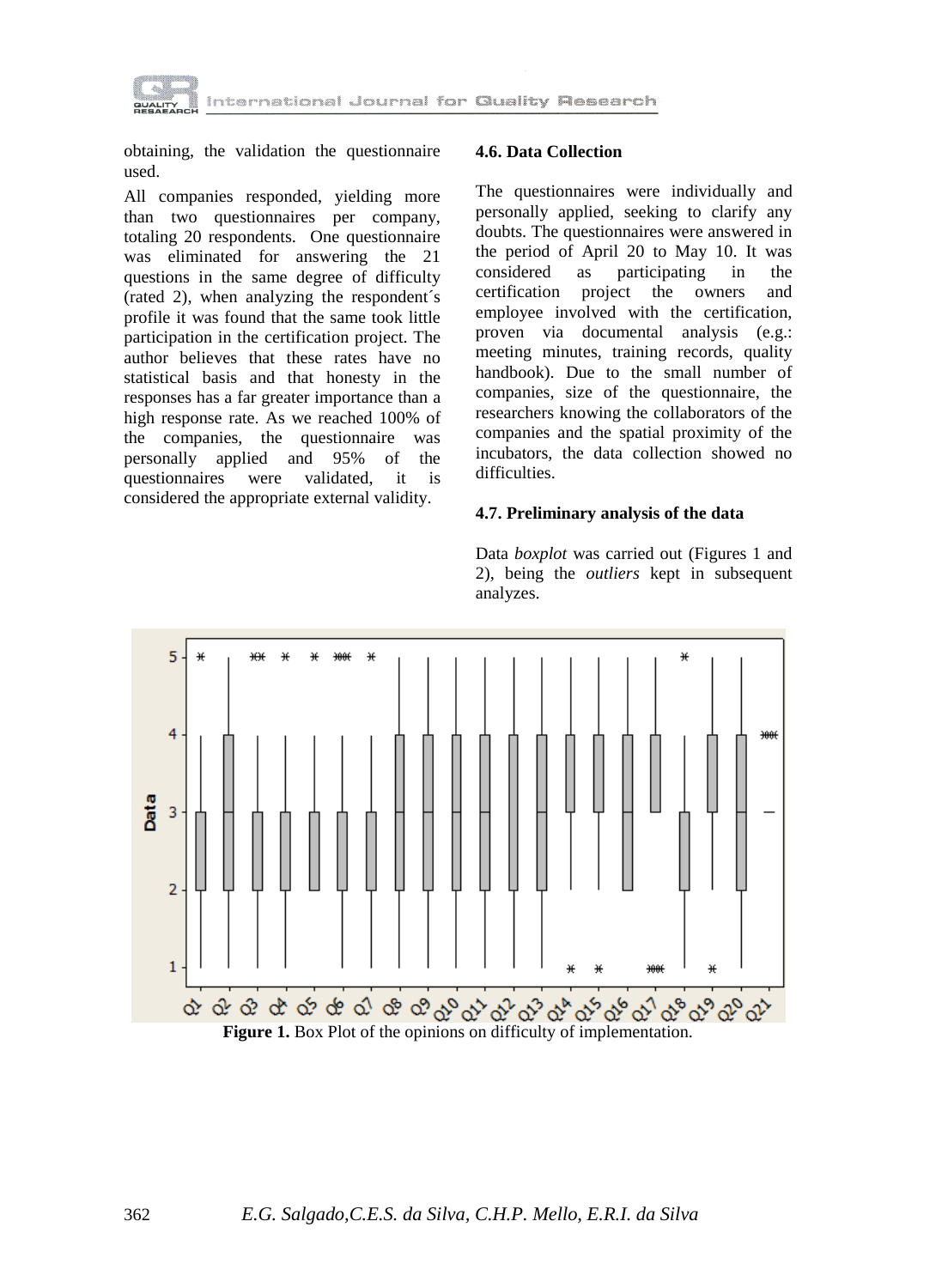obtaining, the validation the questionnaire used.

All companies responded, yielding more than two questionnaires per company, totaling 20 respondents. One questionnaire was eliminated for answering the 21 questions in the same degree of difficulty (rated 2), when analyzing the respondent´s profile it was found that the same took little participation in the certification project. The author believes that these rates have no statistical basis and that honesty in the responses has a far greater importance than a high response rate. As we reached 100% of the companies, the questionnaire was personally applied and 95% of the questionnaires were validated, it is considered the appropriate external validity.

### 4.6. Data Collection

The questionnaires were individually and personally applied, seeking to clarify any doubts. The questionnaires were answered in the period of April 20 to May 10. It was considered as participating in the certification project the owners and employee involved with the certification, proven via documental analysis (e.g.: meeting minutes, training records, quality handbook). Due to the small number of companies, size of the questionnaire, the researchers knowing the collaborators of the companies and the spatial proximity of the incubators, the data collection showed no difficulties.

### 4.7. Preliminary analysis of the data

Data *boxplot* was carried out (Figures 1 and 2), being the *outliers* kept in subsequent analyzes.

**Figure 1.** Box Plot of the opinions on difficulty of implementation.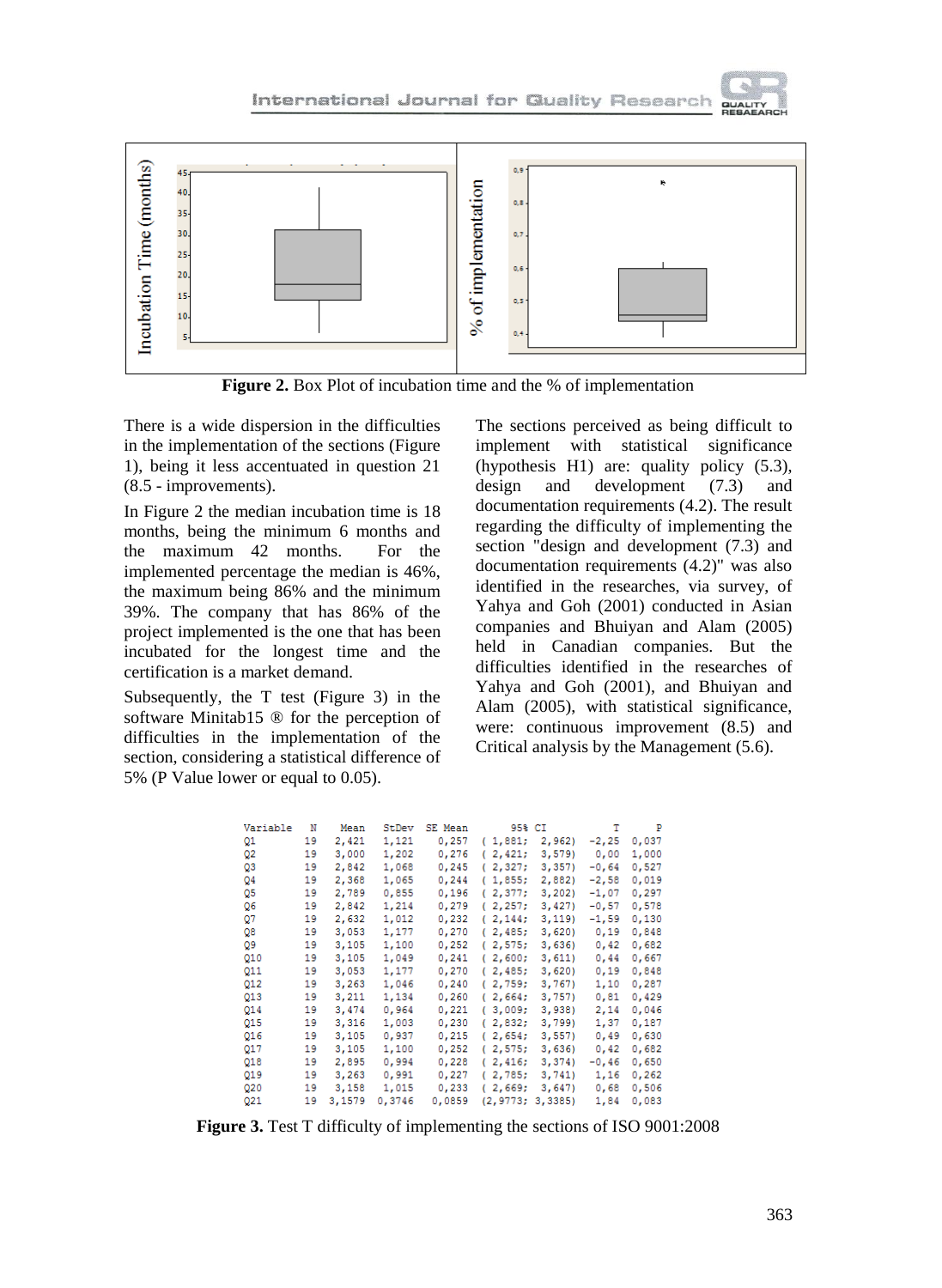**Figure 2.** Box Plot of incubation time and the % of implementation

There is a wide dispersion in the difficulties in the implementation of the sections (Figure 1), being it less accentuated in question 21 (8.5 - improvements).

In Figure 2 the median incubation time is 18 months, being the minimum 6 months and the maximum 42 months. For the implemented percentage the median is 46%, the maximum being 86% and the minimum 39%. The company that has 86% of the project implemented is the one that has been incubated for the longest time and the certification is a market demand.

Subsequently, the T test (Figure 3) in the software Minitab15 ® for the perception of difficulties in the implementation of the section, considering a statistical difference of 5% (P Value lower or equal to 0.05).

The sections perceived as being difficult to implement with statistical significance (hypothesis H1) are: quality policy (5.3), design and development (7.3) and documentation requirements (4.2). The result regarding the difficulty of implementing the section "design and development (7.3) and documentation requirements (4.2)" was also identified in the researches, via survey, of Yahya and Goh (2001) conducted in Asian companies and Bhuiyan and Alam (2005) held in Canadian companies. But the difficulties identified in the researches of Yahya and Goh (2001), and Bhuiyan and Alam (2005), with statistical significance, were: continuous improvement (8.5) and Critical analysis by the Management (5.6).

| Variable | N | Mean | StDev | SE Mean | 95% CI | T | P |
|---|---|---|---|---|---|---|---|
| Q1 | 19 | 2,421 | 1,121 | 0,257 | ( 1,881; 2,962) | -2,25 | 0,037 |
| Q2 | 19 | 3,000 | 1,202 | 0,276 | ( 2,421; 3,579) | 0,00 | 1,000 |
| Q3 | 19 | 2,842 | 1,068 | 0,245 | ( 2,327; 3,357) | -0,64 | 0,527 |
| Q4 | 19 | 2,368 | 1,065 | 0,244 | ( 1,855; 2,882) | -2,58 | 0,019 |
| Q5 | 19 | 2,789 | 0,855 | 0,196 | ( 2,377; 3,202) | -1,07 | 0,297 |
| Q6 | 19 | 2,842 | 1,214 | 0,279 | ( 2,257; 3,427) | -0,57 | 0,578 |
| Q7 | 19 | 2,632 | 1,012 | 0,232 | ( 2,144; 3,119) | -1,59 | 0,130 |
| Q8 | 19 | 3,053 | 1,177 | 0,270 | ( 2,485; 3,620) | 0,19 | 0,848 |
| Q9 | 19 | 3,105 | 1,100 | 0,252 | ( 2,575; 3,636) | 0,42 | 0,682 |
| Q10 | 19 | 3,105 | 1,049 | 0,241 | ( 2,600; 3,611) | 0,44 | 0,667 |
| Q11 | 19 | 3,053 | 1,177 | 0,270 | ( 2,485; 3,620) | 0,19 | 0,848 |
| Q12 | 19 | 3,263 | 1,046 | 0,240 | ( 2,759; 3,767) | 1,10 | 0,287 |
| Q13 | 19 | 3,211 | 1,134 | 0,260 | ( 2,664; 3,757) | 0,81 | 0,429 |
| Q14 | 19 | 3,474 | 0,964 | 0,221 | ( 3,009; 3,938) | 2,14 | 0,046 |
| Q15 | 19 | 3,316 | 1,003 | 0,230 | ( 2,832; 3,799) | 1,37 | 0,187 |
| Q16 | 19 | 3,105 | 0,937 | 0,215 | ( 2,654; 3,557) | 0,49 | 0,630 |
| Q17 | 19 | 3,105 | 1,100 | 0,252 | ( 2,575; 3,636) | 0,42 | 0,682 |
| Q18 | 19 | 2,895 | 0,994 | 0,228 | ( 2,416; 3,374) | -0,46 | 0,650 |
| Q19 | 19 | 3,263 | 0,991 | 0,227 | ( 2,785; 3,741) | 1,16 | 0,262 |
| Q20 | 19 | 3,158 | 1,015 | 0,233 | ( 2,669; 3,647) | 0,68 | 0,506 |
| Q21 | 19 | 3,1579 | 0,3746 | 0,0859 | (2,9773; 3,3385) | 1,84 | 0,083 |

**Figure 3.** Test T difficulty of implementing the sections of ISO 9001:2008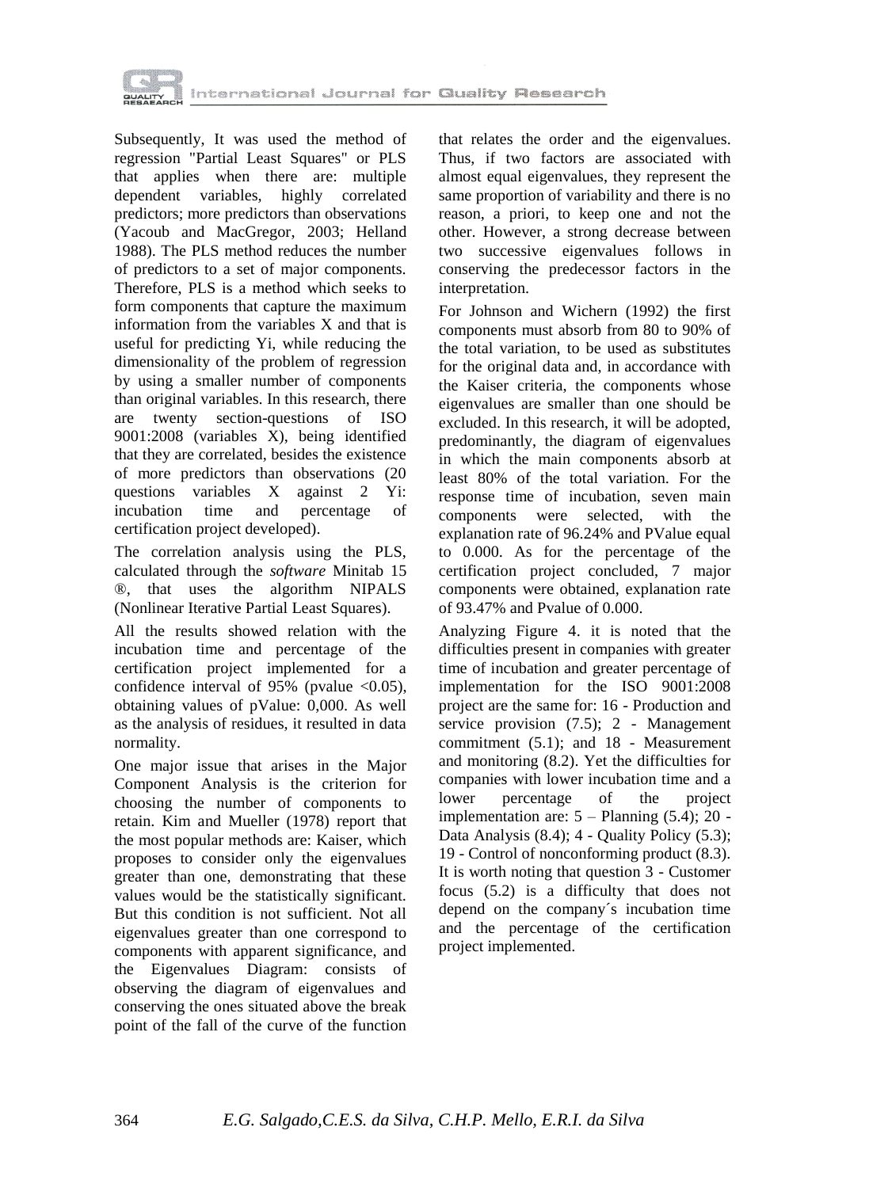Subsequently, It was used the method of regression "Partial Least Squares" or PLS that applies when there are: multiple dependent variables, highly correlated predictors; more predictors than observations (Yacoub and MacGregor, 2003; Helland 1988). The PLS method reduces the number of predictors to a set of major components. Therefore, PLS is a method which seeks to form components that capture the maximum information from the variables X and that is useful for predicting Yi, while reducing the dimensionality of the problem of regression by using a smaller number of components than original variables. In this research, there are twenty section-questions of ISO 9001:2008 (variables X), being identified that they are correlated, besides the existence of more predictors than observations (20 questions variables X against 2 Yi: incubation time and percentage of certification project developed).

The correlation analysis using the PLS, calculated through the *software* Minitab 15 ®, that uses the algorithm NIPALS (Nonlinear Iterative Partial Least Squares).

All the results showed relation with the incubation time and percentage of the certification project implemented for a confidence interval of 95% (pvalue <0.05), obtaining values of pValue: 0,000. As well as the analysis of residues, it resulted in data normality.

One major issue that arises in the Major Component Analysis is the criterion for choosing the number of components to retain. Kim and Mueller (1978) report that the most popular methods are: Kaiser, which proposes to consider only the eigenvalues greater than one, demonstrating that these values would be the statistically significant. But this condition is not sufficient. Not all eigenvalues greater than one correspond to components with apparent significance, and the Eigenvalues Diagram: consists of observing the diagram of eigenvalues and conserving the ones situated above the break point of the fall of the curve of the function that relates the order and the eigenvalues. Thus, if two factors are associated with almost equal eigenvalues, they represent the same proportion of variability and there is no reason, a priori, to keep one and not the other. However, a strong decrease between two successive eigenvalues follows in conserving the predecessor factors in the interpretation.

For Johnson and Wichern (1992) the first components must absorb from 80 to 90% of the total variation, to be used as substitutes for the original data and, in accordance with the Kaiser criteria, the components whose eigenvalues are smaller than one should be excluded. In this research, it will be adopted, predominantly, the diagram of eigenvalues in which the main components absorb at least 80% of the total variation. For the response time of incubation, seven main components were selected, with the explanation rate of 96.24% and PValue equal to 0.000. As for the percentage of the certification project concluded, 7 major components were obtained, explanation rate of 93.47% and Pvalue of 0.000.

Analyzing Figure 4. it is noted that the difficulties present in companies with greater time of incubation and greater percentage of implementation for the ISO 9001:2008 project are the same for: 16 - Production and service provision (7.5); 2 - Management commitment (5.1); and 18 - Measurement and monitoring (8.2). Yet the difficulties for companies with lower incubation time and a lower percentage of the project implementation are: 5 – Planning (5.4); 20 - Data Analysis (8.4); 4 - Quality Policy (5.3); 19 - Control of nonconforming product (8.3). It is worth noting that question 3 - Customer focus (5.2) is a difficulty that does not depend on the company´s incubation time and the percentage of the certification project implemented.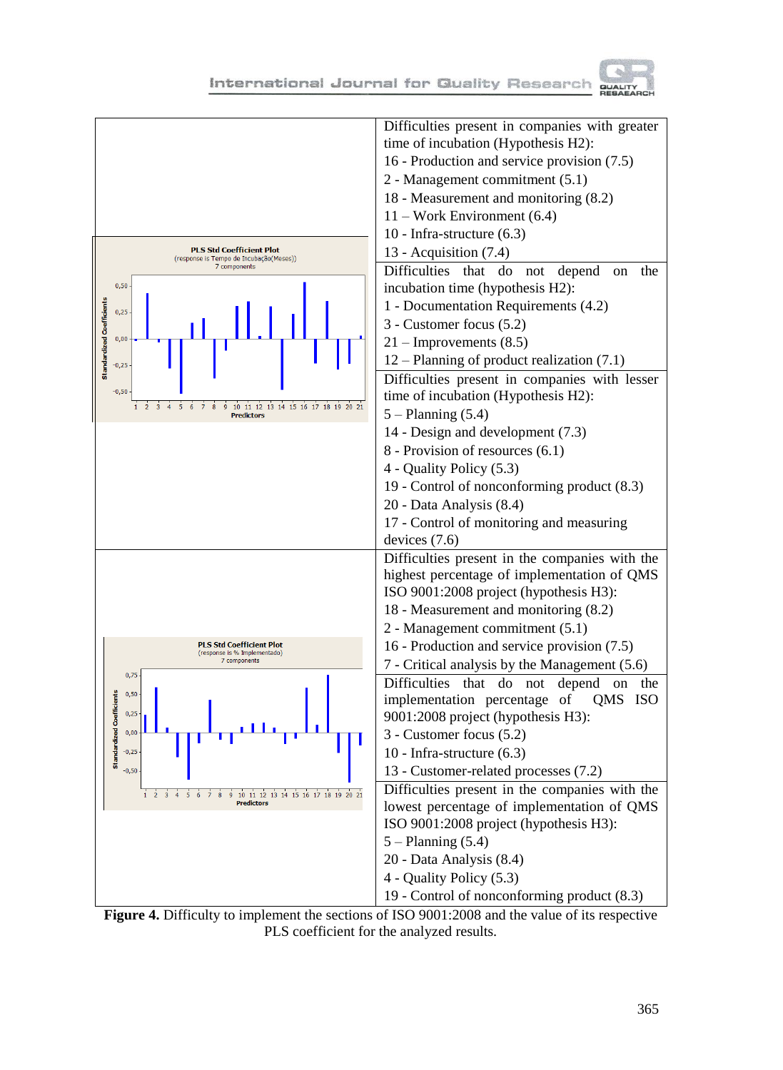| PLS Std Coefficient Plot (response is Tempo de Incubação(Meses)) 7 components | Difficulties present in companies with greater time of incubation (Hypothesis H2):<br>16 - Production and service provision (7.5)<br>2 - Management commitment (5.1)<br>18 - Measurement and monitoring (8.2)<br>11 – Work Environment (6.4)<br>10 - Infra-structure (6.3)<br>13 - Acquisition (7.4) |
| --- | --- |
| | Difficulties that do not depend on the incubation time (hypothesis H2):<br>1 - Documentation Requirements (4.2)<br>3 - Customer focus (5.2)<br>21 – Improvements (8.5)<br>12 – Planning of product realization (7.1) |
| | Difficulties present in companies with lesser time of incubation (Hypothesis H2):<br>5 – Planning (5.4)<br>14 - Design and development (7.3)<br>8 - Provision of resources (6.1)<br>4 - Quality Policy (5.3)<br>19 - Control of nonconforming product (8.3)<br>20 - Data Analysis (8.4)<br>17 - Control of monitoring and measuring devices (7.6) |
| PLS Std Coefficient Plot (response is % Implementado) 7 components | Difficulties present in the companies with the highest percentage of implementation of QMS ISO 9001:2008 project (hypothesis H3):<br>18 - Measurement and monitoring (8.2)<br>2 - Management commitment (5.1)<br>16 - Production and service provision (7.5)<br>7 - Critical analysis by the Management (5.6) |
| | Difficulties that do not depend on the implementation percentage of QMS ISO 9001:2008 project (hypothesis H3):<br>3 - Customer focus (5.2)<br>10 - Infra-structure (6.3)<br>13 - Customer-related processes (7.2) |
| | Difficulties present in the companies with the lowest percentage of implementation of QMS ISO 9001:2008 project (hypothesis H3):<br>5 – Planning (5.4)<br>20 - Data Analysis (8.4)<br>4 - Quality Policy (5.3)<br>19 - Control of nonconforming product (8.3) |

**Figure 4.** Difficulty to implement the sections of ISO 9001:2008 and the value of its respective PLS coefficient for the analyzed results.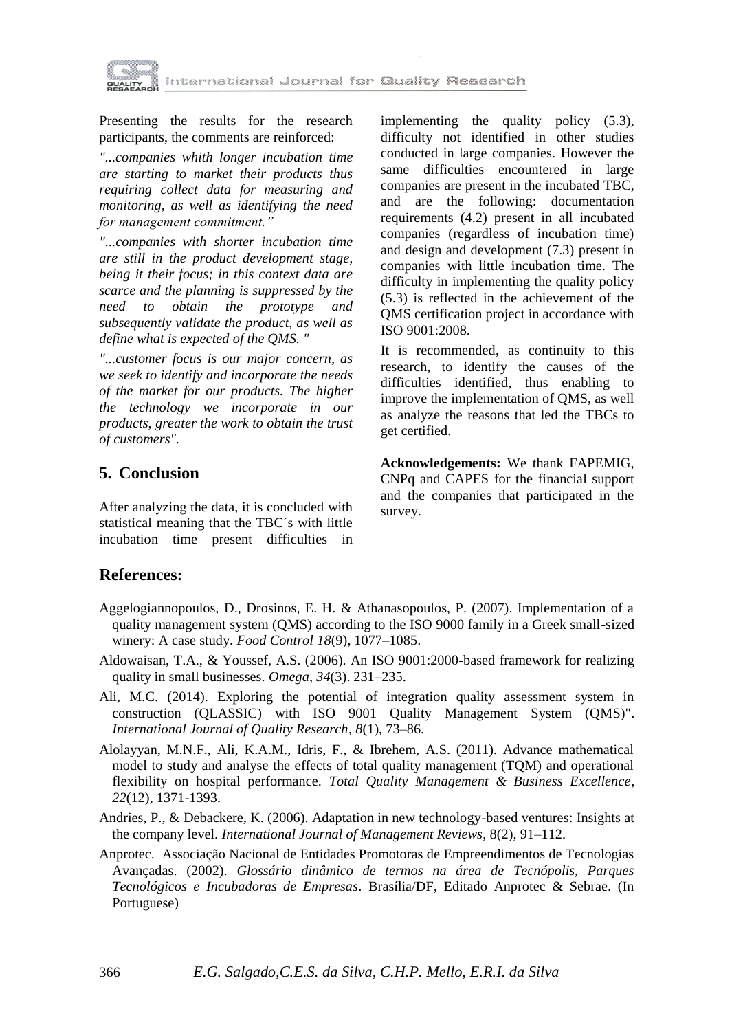Presenting the results for the research participants, the comments are reinforced:

*"...companies whith longer incubation time are starting to market their products thus requiring collect data for measuring and monitoring, as well as identifying the need for management commitment."*

*"...companies with shorter incubation time are still in the product development stage, being it their focus; in this context data are scarce and the planning is suppressed by the need to obtain the prototype and subsequently validate the product, as well as define what is expected of the QMS. "*

*"...customer focus is our major concern, as we seek to identify and incorporate the needs of the market for our products. The higher the technology we incorporate in our products, greater the work to obtain the trust of customers".*

## 5. Conclusion

After analyzing the data, it is concluded with statistical meaning that the TBC´s with little incubation time present difficulties in implementing the quality policy (5.3), difficulty not identified in other studies conducted in large companies. However the same difficulties encountered in large companies are present in the incubated TBC, and are the following: documentation requirements (4.2) present in all incubated companies (regardless of incubation time) and design and development (7.3) present in companies with little incubation time. The difficulty in implementing the quality policy (5.3) is reflected in the achievement of the QMS certification project in accordance with ISO 9001:2008.

It is recommended, as continuity to this research, to identify the causes of the difficulties identified, thus enabling to improve the implementation of QMS, as well as analyze the reasons that led the TBCs to get certified.

**Acknowledgements:** We thank FAPEMIG, CNPq and CAPES for the financial support and the companies that participated in the survey.

## References:

Aggelogiannopoulos, D., Drosinos, E. H. & Athanasopoulos, P. (2007). Implementation of a quality management system (QMS) according to the ISO 9000 family in a Greek small-sized winery: A case study. *Food Control 18*(9), 1077–1085.

Aldowaisan, T.A., & Youssef, A.S. (2006). An ISO 9001:2000-based framework for realizing quality in small businesses. *Omega*, *34*(3). 231–235.

Ali, M.C. (2014). Exploring the potential of integration quality assessment system in construction (QLASSIC) with ISO 9001 Quality Management System (QMS)". *International Journal of Quality Research*, *8*(1), 73–86.

Alolayyan, M.N.F., Ali, K.A.M., Idris, F., & Ibrehem, A.S. (2011). Advance mathematical model to study and analyse the effects of total quality management (TQM) and operational flexibility on hospital performance. *Total Quality Management & Business Excellence*, *22*(12), 1371-1393.

Andries, P., & Debackere, K. (2006). Adaptation in new technology-based ventures: Insights at the company level. *International Journal of Management Reviews*, 8(2), 91–112.

Anprotec. Associação Nacional de Entidades Promotoras de Empreendimentos de Tecnologias Avançadas. (2002). *Glossário dinâmico de termos na área de Tecnópolis, Parques Tecnológicos e Incubadoras de Empresas*. Brasília/DF, Editado Anprotec & Sebrae. (In Portuguese)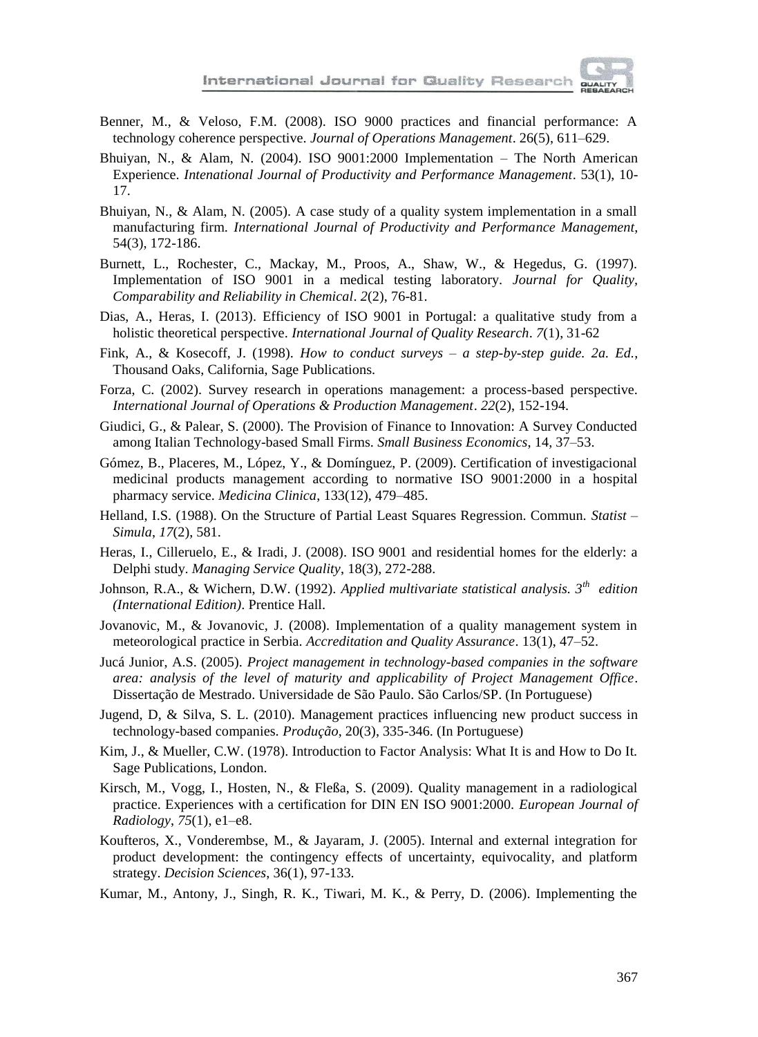Benner, M., & Veloso, F.M. (2008). ISO 9000 practices and financial performance: A technology coherence perspective. *Journal of Operations Management*. 26(5), 611–629.

Bhuiyan, N., & Alam, N. (2004). ISO 9001:2000 Implementation – The North American Experience. *Intenational Journal of Productivity and Performance Management*. 53(1), 10-17.

Bhuiyan, N., & Alam, N. (2005). A case study of a quality system implementation in a small manufacturing firm. *International Journal of Productivity and Performance Management*, 54(3), 172-186.

Burnett, L., Rochester, C., Mackay, M., Proos, A., Shaw, W., & Hegedus, G. (1997). Implementation of ISO 9001 in a medical testing laboratory. *Journal for Quality, Comparability and Reliability in Chemical*. *2*(2), 76-81.

Dias, A., Heras, I. (2013). Efficiency of ISO 9001 in Portugal: a qualitative study from a holistic theoretical perspective. *International Journal of Quality Research*. *7*(1), 31-62

Fink, A., & Kosecoff, J. (1998). *How to conduct surveys – a step-by-step guide. 2a. Ed.*, Thousand Oaks, California, Sage Publications.

Forza, C. (2002). Survey research in operations management: a process-based perspective. *International Journal of Operations & Production Management*. *22*(2), 152-194.

Giudici, G., & Palear, S. (2000). The Provision of Finance to Innovation: A Survey Conducted among Italian Technology-based Small Firms. *Small Business Economics*, 14, 37–53.

Gómez, B., Placeres, M., López, Y., & Domínguez, P. (2009). Certification of investigacional medicinal products management according to normative ISO 9001:2000 in a hospital pharmacy service. *Medicina Clinica*, 133(12), 479–485.

Helland, I.S. (1988). On the Structure of Partial Least Squares Regression. Commun. *Statist – Simula*, *17*(2), 581.

Heras, I., Cilleruelo, E., & Iradi, J. (2008). ISO 9001 and residential homes for the elderly: a Delphi study. *Managing Service Quality*, 18(3), 272-288.

Johnson, R.A., & Wichern, D.W. (1992). *Applied multivariate statistical analysis. 3th edition (International Edition)*. Prentice Hall.

Jovanovic, M., & Jovanovic, J. (2008). Implementation of a quality management system in meteorological practice in Serbia. *Accreditation and Quality Assurance*. 13(1), 47–52.

Jucá Junior, A.S. (2005). *Project management in technology-based companies in the software area: analysis of the level of maturity and applicability of Project Management Office*. Dissertação de Mestrado. Universidade de São Paulo. São Carlos/SP. (In Portuguese)

Jugend, D, & Silva, S. L. (2010). Management practices influencing new product success in technology-based companies. *Produção*, 20(3), 335-346. (In Portuguese)

Kim, J., & Mueller, C.W. (1978). Introduction to Factor Analysis: What It is and How to Do It. Sage Publications, London.

Kirsch, M., Vogg, I., Hosten, N., & Fleßa, S. (2009). Quality management in a radiological practice. Experiences with a certification for DIN EN ISO 9001:2000. *European Journal of Radiology*, *75*(1), e1–e8.

Koufteros, X., Vonderembse, M., & Jayaram, J. (2005). Internal and external integration for product development: the contingency effects of uncertainty, equivocality, and platform strategy. *Decision Sciences*, 36(1), 97-133.

Kumar, M., Antony, J., Singh, R. K., Tiwari, M. K., & Perry, D. (2006). Implementing the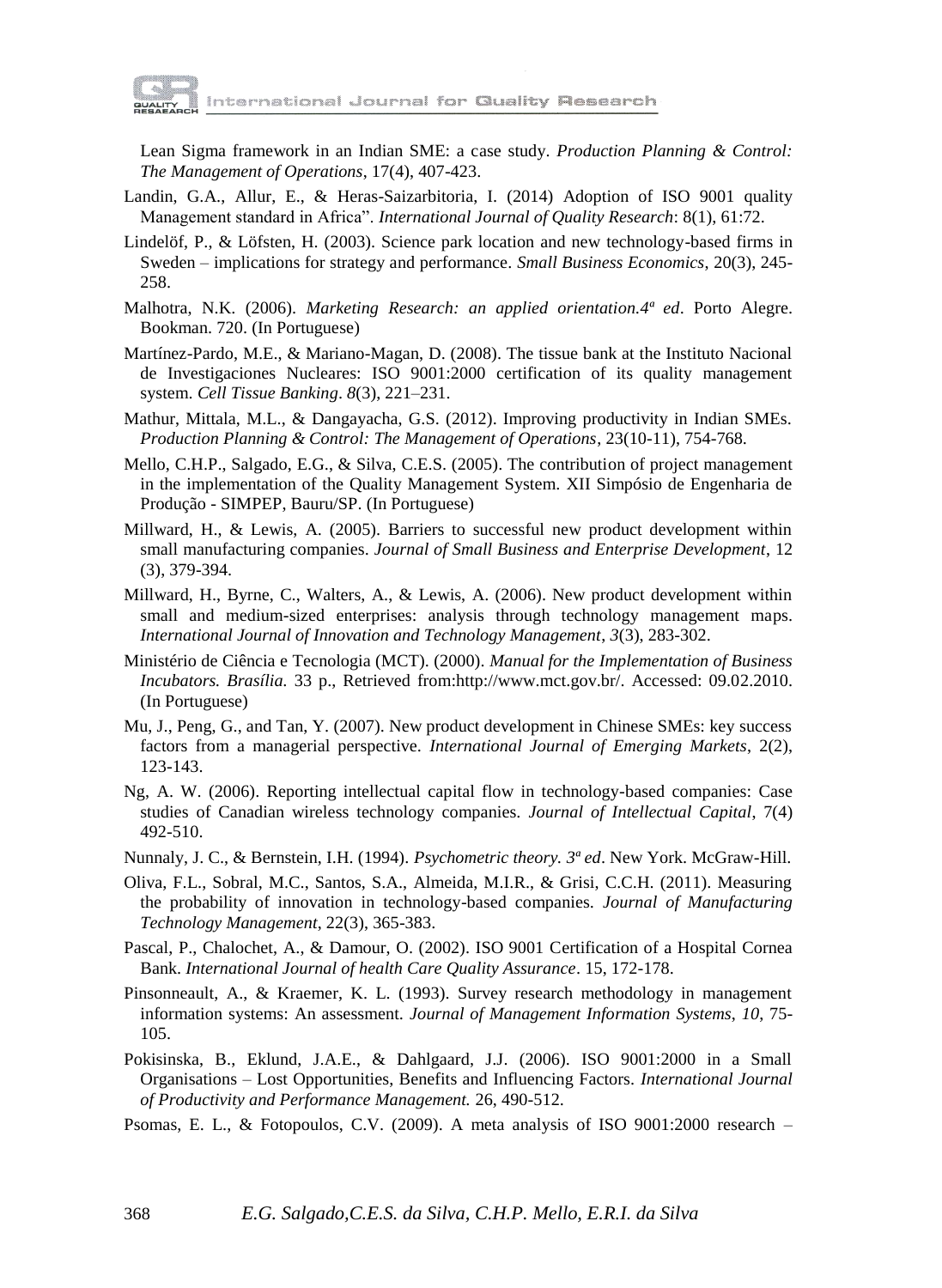Lean Sigma framework in an Indian SME: a case study. *Production Planning & Control: The Management of Operations*, 17(4), 407-423.

Landin, G.A., Allur, E., & Heras-Saizarbitoria, I. (2014) Adoption of ISO 9001 quality Management standard in Africa". *International Journal of Quality Research*: 8(1), 61:72.

Lindelöf, P., & Löfsten, H. (2003). Science park location and new technology-based firms in Sweden – implications for strategy and performance. *Small Business Economics*, 20(3), 245-258.

Malhotra, N.K. (2006). *Marketing Research: an applied orientation.4ª ed*. Porto Alegre. Bookman. 720. (In Portuguese)

Martínez-Pardo, M.E., & Mariano-Magan, D. (2008). The tissue bank at the Instituto Nacional de Investigaciones Nucleares: ISO 9001:2000 certification of its quality management system. *Cell Tissue Banking*. *8*(3), 221–231.

Mathur, Mittala, M.L., & Dangayacha, G.S. (2012). Improving productivity in Indian SMEs. *Production Planning & Control: The Management of Operations*, 23(10-11), 754-768.

Mello, C.H.P., Salgado, E.G., & Silva, C.E.S. (2005). The contribution of project management in the implementation of the Quality Management System. XII Simpósio de Engenharia de Produção - SIMPEP, Bauru/SP. (In Portuguese)

Millward, H., & Lewis, A. (2005). Barriers to successful new product development within small manufacturing companies. *Journal of Small Business and Enterprise Development*, 12 (3), 379-394.

Millward, H., Byrne, C., Walters, A., & Lewis, A. (2006). New product development within small and medium-sized enterprises: analysis through technology management maps. *International Journal of Innovation and Technology Management*, *3*(3), 283-302.

Ministério de Ciência e Tecnologia (MCT). (2000). *Manual for the Implementation of Business Incubators. Brasília.* 33 p., Retrieved from:http://www.mct.gov.br/. Accessed: 09.02.2010. (In Portuguese)

Mu, J., Peng, G., and Tan, Y. (2007). New product development in Chinese SMEs: key success factors from a managerial perspective. *International Journal of Emerging Markets*, 2(2), 123-143.

Ng, A. W. (2006). Reporting intellectual capital flow in technology-based companies: Case studies of Canadian wireless technology companies. *Journal of Intellectual Capital*, 7(4) 492-510.

Nunnaly, J. C., & Bernstein, I.H. (1994). *Psychometric theory. 3ª ed*. New York. McGraw-Hill.

Oliva, F.L., Sobral, M.C., Santos, S.A., Almeida, M.I.R., & Grisi, C.C.H. (2011). Measuring the probability of innovation in technology-based companies. *Journal of Manufacturing Technology Management*, 22(3), 365-383.

Pascal, P., Chalochet, A., & Damour, O. (2002). ISO 9001 Certification of a Hospital Cornea Bank. *International Journal of health Care Quality Assurance*. 15, 172-178.

Pinsonneault, A., & Kraemer, K. L. (1993). Survey research methodology in management information systems: An assessment. *Journal of Management Information Systems*, *10*, 75-105.

Pokisinska, B., Eklund, J.A.E., & Dahlgaard, J.J. (2006). ISO 9001:2000 in a Small Organisations – Lost Opportunities, Benefits and Influencing Factors. *International Journal of Productivity and Performance Management.* 26, 490-512.

Psomas, E. L., & Fotopoulos, C.V. (2009). A meta analysis of ISO 9001:2000 research –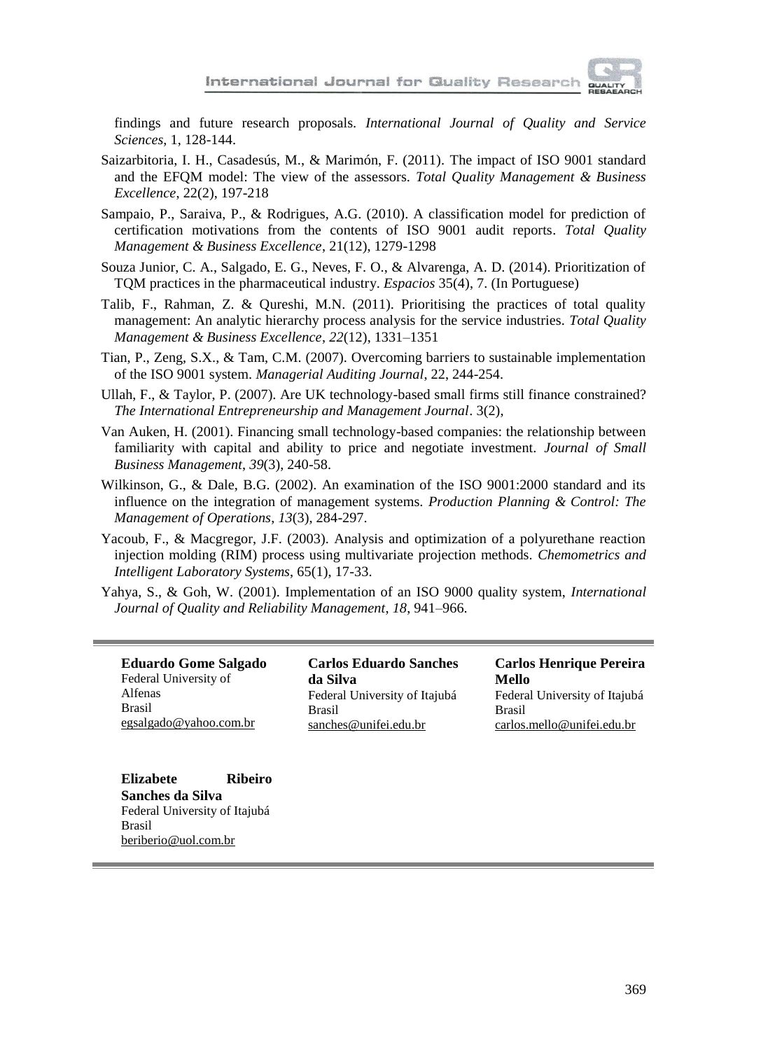findings and future research proposals. *International Journal of Quality and Service Sciences*, 1, 128-144.

Saizarbitoria, I. H., Casadesús, M., & Marimón, F. (2011). The impact of ISO 9001 standard and the EFQM model: The view of the assessors. *Total Quality Management & Business Excellence*, 22(2), 197-218

Sampaio, P., Saraiva, P., & Rodrigues, A.G. (2010). A classification model for prediction of certification motivations from the contents of ISO 9001 audit reports. *Total Quality Management & Business Excellence*, 21(12), 1279-1298

Souza Junior, C. A., Salgado, E. G., Neves, F. O., & Alvarenga, A. D. (2014). Prioritization of TQM practices in the pharmaceutical industry. *Espacios* 35(4), 7. (In Portuguese)

Talib, F., Rahman, Z. & Qureshi, M.N. (2011). Prioritising the practices of total quality management: An analytic hierarchy process analysis for the service industries. *Total Quality Management & Business Excellence*, *22*(12), 1331–1351

Tian, P., Zeng, S.X., & Tam, C.M. (2007). Overcoming barriers to sustainable implementation of the ISO 9001 system. *Managerial Auditing Journal*, 22, 244-254.

Ullah, F., & Taylor, P. (2007). Are UK technology-based small firms still finance constrained? *The International Entrepreneurship and Management Journal*. 3(2),

Van Auken, H. (2001). Financing small technology-based companies: the relationship between familiarity with capital and ability to price and negotiate investment. *Journal of Small Business Management*, *39*(3), 240-58.

Wilkinson, G., & Dale, B.G. (2002). An examination of the ISO 9001:2000 standard and its influence on the integration of management systems. *Production Planning & Control: The Management of Operations*, *13*(3), 284-297.

Yacoub, F., & Macgregor, J.F. (2003). Analysis and optimization of a polyurethane reaction injection molding (RIM) process using multivariate projection methods. *Chemometrics and Intelligent Laboratory Systems*, 65(1), 17-33.

Yahya, S., & Goh, W. (2001). Implementation of an ISO 9000 quality system, *International Journal of Quality and Reliability Management*, *18*, 941–966.

---

**Eduardo Gome Salgado**
Federal University of Alfenas
Brasil
egsalgado@yahoo.com.br

**Carlos Eduardo Sanches da Silva**
Federal University of Itajubá
Brasil
sanches@unifei.edu.br

**Carlos Henrique Pereira Mello**
Federal University of Itajubá
Brasil
carlos.mello@unifei.edu.br

**Elizabete Ribeiro Sanches da Silva**
Federal University of Itajubá
Brasil
beriberio@uol.com.br